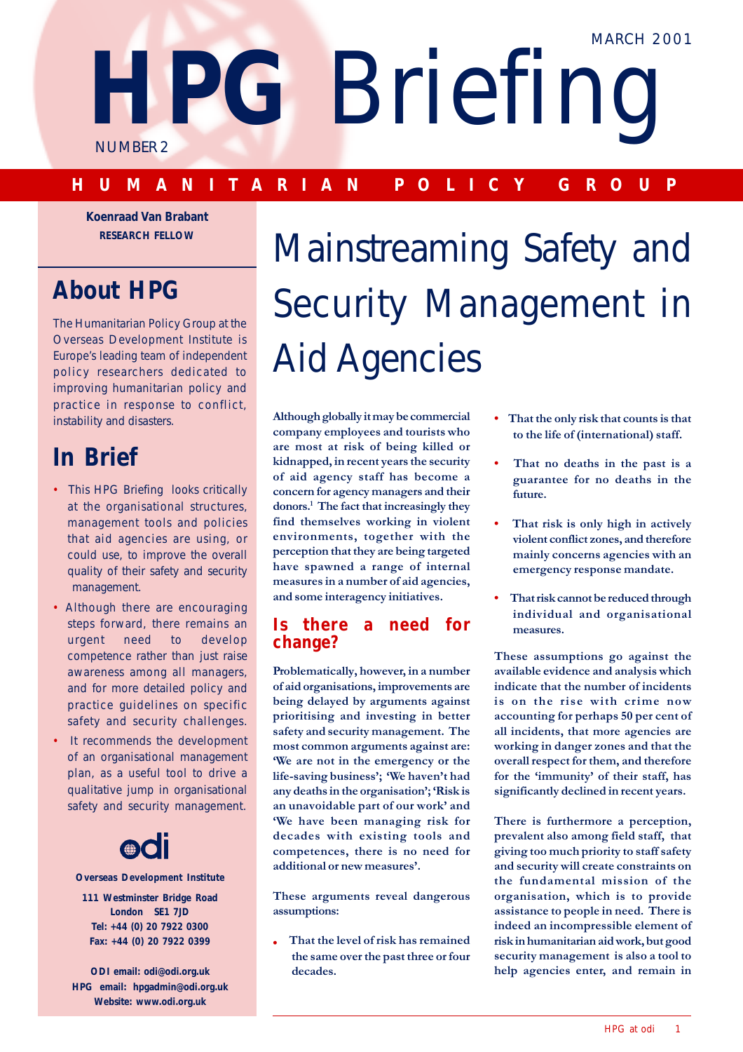# HPG Briefing

MARCH 2001

NUMBER 2

**HUMANITARIAN POLICY GROUP**

**Koenraad Van Brabant**
**RESEARCH FELLOW**

## About HPG

The Humanitarian Policy Group at the Overseas Development Institute is Europe's leading team of independent policy researchers dedicated to improving humanitarian policy and practice in response to conflict, instability and disasters.

## In Brief

- This HPG Briefing looks critically at the organisational structures, management tools and policies that aid agencies are using, or could use, to improve the overall quality of their safety and security management.
- Although there are encouraging steps forward, there remains an urgent need to develop competence rather than just raise awareness among all managers, and for more detailed policy and practice guidelines on specific safety and security challenges.
- It recommends the development of an organisational management plan, as a useful tool to drive a qualitative jump in organisational safety and security management.

odi

**Overseas Development Institute**

**111 Westminster Bridge Road**
**London SE1 7JD**
**Tel: +44 (0) 20 7922 0300**
**Fax: +44 (0) 20 7922 0399**

**ODI email: odi@odi.org.uk**
**HPG email: hpgadmin@odi.org.uk**
**Website: www.odi.org.uk**

# Mainstreaming Safety and Security Management in Aid Agencies

**Although globally it may be commercial company employees and tourists who are most at risk of being killed or kidnapped, in recent years the security of aid agency staff has become a concern for agency managers and their donors.[1] The fact that increasingly they find themselves working in violent environments, together with the perception that they are being targeted have spawned a range of internal measures in a number of aid agencies, and some interagency initiatives.**

## Is there a need for change?

**Problematically, however, in a number of aid organisations, improvements are being delayed by arguments against prioritising and investing in better safety and security management. The most common arguments against are: 'We are not in the emergency or the life-saving business'; 'We haven't had any deaths in the organisation'; 'Risk is an unavoidable part of our work' and 'We have been managing risk for decades with existing tools and competences, there is no need for additional or new measures'.**

**These arguments reveal dangerous assumptions:**

- **That the level of risk has remained the same over the past three or four decades.**
- **That the only risk that counts is that to the life of (international) staff.**
- **That no deaths in the past is a guarantee for no deaths in the future.**
- **That risk is only high in actively violent conflict zones, and therefore mainly concerns agencies with an emergency response mandate.**
- **That risk cannot be reduced through individual and organisational measures.**

**These assumptions go against the available evidence and analysis which indicate that the number of incidents is on the rise with crime now accounting for perhaps 50 per cent of all incidents, that more agencies are working in danger zones and that the overall respect for them, and therefore for the 'immunity' of their staff, has significantly declined in recent years.**

**There is furthermore a perception, prevalent also among field staff, that giving too much priority to staff safety and security will create constraints on the fundamental mission of the organisation, which is to provide assistance to people in need. There is indeed an incompressible element of risk in humanitarian aid work, but good security management is also a tool to help agencies enter, and remain in**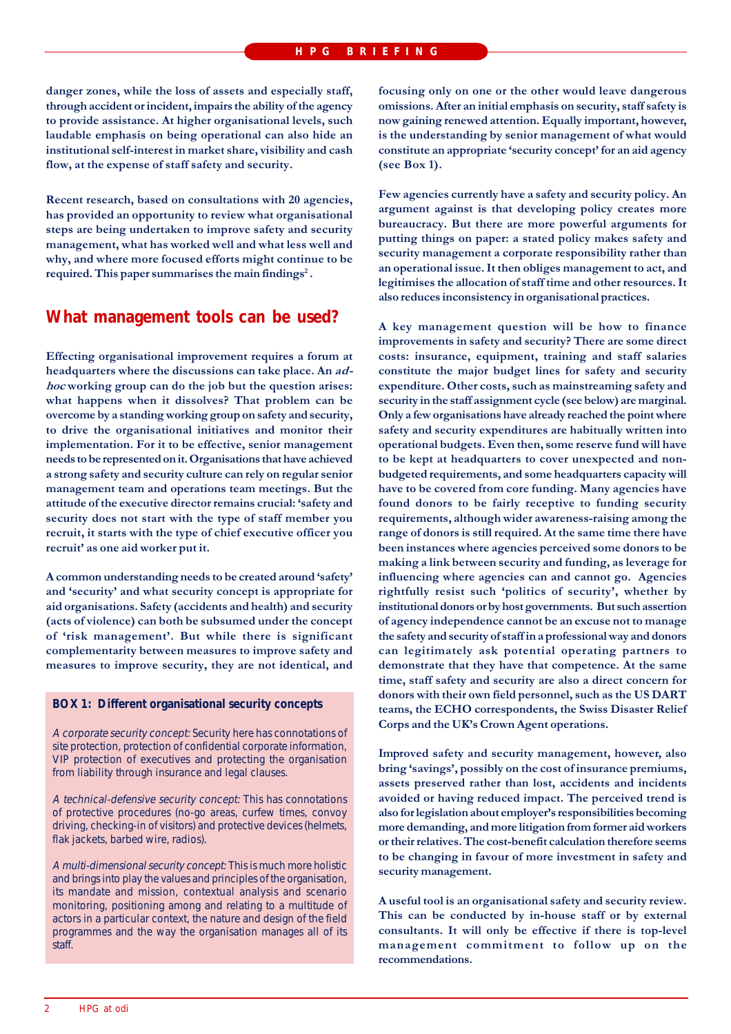danger zones, while the loss of assets and especially staff, through accident or incident, impairs the ability of the agency to provide assistance. At higher organisational levels, such laudable emphasis on being operational can also hide an institutional self-interest in market share, visibility and cash flow, at the expense of staff safety and security.

Recent research, based on consultations with 20 agencies, has provided an opportunity to review what organisational steps are being undertaken to improve safety and security management, what has worked well and what less well and why, and where more focused efforts might continue to be required. This paper summarises the main findings[2].

## What management tools can be used?

Effecting organisational improvement requires a forum at headquarters where the discussions can take place. An *ad-hoc* working group can do the job but the question arises: what happens when it dissolves? That problem can be overcome by a standing working group on safety and security, to drive the organisational initiatives and monitor their implementation. For it to be effective, senior management needs to be represented on it. Organisations that have achieved a strong safety and security culture can rely on regular senior management team and operations team meetings. But the attitude of the executive director remains crucial: 'safety and security does not start with the type of staff member you recruit, it starts with the type of chief executive officer you recruit' as one aid worker put it.

A common understanding needs to be created around 'safety' and 'security' and what security concept is appropriate for aid organisations. Safety (accidents and health) and security (acts of violence) can both be subsumed under the concept of 'risk management'. But while there is significant complementarity between measures to improve safety and measures to improve security, they are not identical, and focusing only on one or the other would leave dangerous omissions. After an initial emphasis on security, staff safety is now gaining renewed attention. Equally important, however, is the understanding by senior management of what would constitute an appropriate 'security concept' for an aid agency (see Box 1).

> **BOX 1: Different organisational security concepts**
>
> *A corporate security concept:* Security here has connotations of site protection, protection of confidential corporate information, VIP protection of executives and protecting the organisation from liability through insurance and legal clauses.
>
> *A technical-defensive security concept:* This has connotations of protective procedures (no-go areas, curfew times, convoy driving, checking-in of visitors) and protective devices (helmets, flak jackets, barbed wire, radios).
>
> *A multi-dimensional security concept:* This is much more holistic and brings into play the values and principles of the organisation, its mandate and mission, contextual analysis and scenario monitoring, positioning among and relating to a multitude of actors in a particular context, the nature and design of the field programmes and the way the organisation manages all of its staff.

Few agencies currently have a safety and security policy. An argument against is that developing policy creates more bureaucracy. But there are more powerful arguments for putting things on paper: a stated policy makes safety and security management a corporate responsibility rather than an operational issue. It then obliges management to act, and legitimises the allocation of staff time and other resources. It also reduces inconsistency in organisational practices.

A key management question will be how to finance improvements in safety and security? There are some direct costs: insurance, equipment, training and staff salaries constitute the major budget lines for safety and security expenditure. Other costs, such as mainstreaming safety and security in the staff assignment cycle (see below) are marginal. Only a few organisations have already reached the point where safety and security expenditures are habitually written into operational budgets. Even then, some reserve fund will have to be kept at headquarters to cover unexpected and non-budgeted requirements, and some headquarters capacity will have to be covered from core funding. Many agencies have found donors to be fairly receptive to funding security requirements, although wider awareness-raising among the range of donors is still required. At the same time there have been instances where agencies perceived some donors to be making a link between security and funding, as leverage for influencing where agencies can and cannot go. Agencies rightfully resist such 'politics of security', whether by institutional donors or by host governments. But such assertion of agency independence cannot be an excuse not to manage the safety and security of staff in a professional way and donors can legitimately ask potential operating partners to demonstrate that they have that competence. At the same time, staff safety and security are also a direct concern for donors with their own field personnel, such as the US DART teams, the ECHO correspondents, the Swiss Disaster Relief Corps and the UK's Crown Agent operations.

Improved safety and security management, however, also bring 'savings', possibly on the cost of insurance premiums, assets preserved rather than lost, accidents and incidents avoided or having reduced impact. The perceived trend is also for legislation about employer's responsibilities becoming more demanding, and more litigation from former aid workers or their relatives. The cost-benefit calculation therefore seems to be changing in favour of more investment in safety and security management.

A useful tool is an organisational safety and security review. This can be conducted by in-house staff or by external consultants. It will only be effective if there is top-level management commitment to follow up on the recommendations.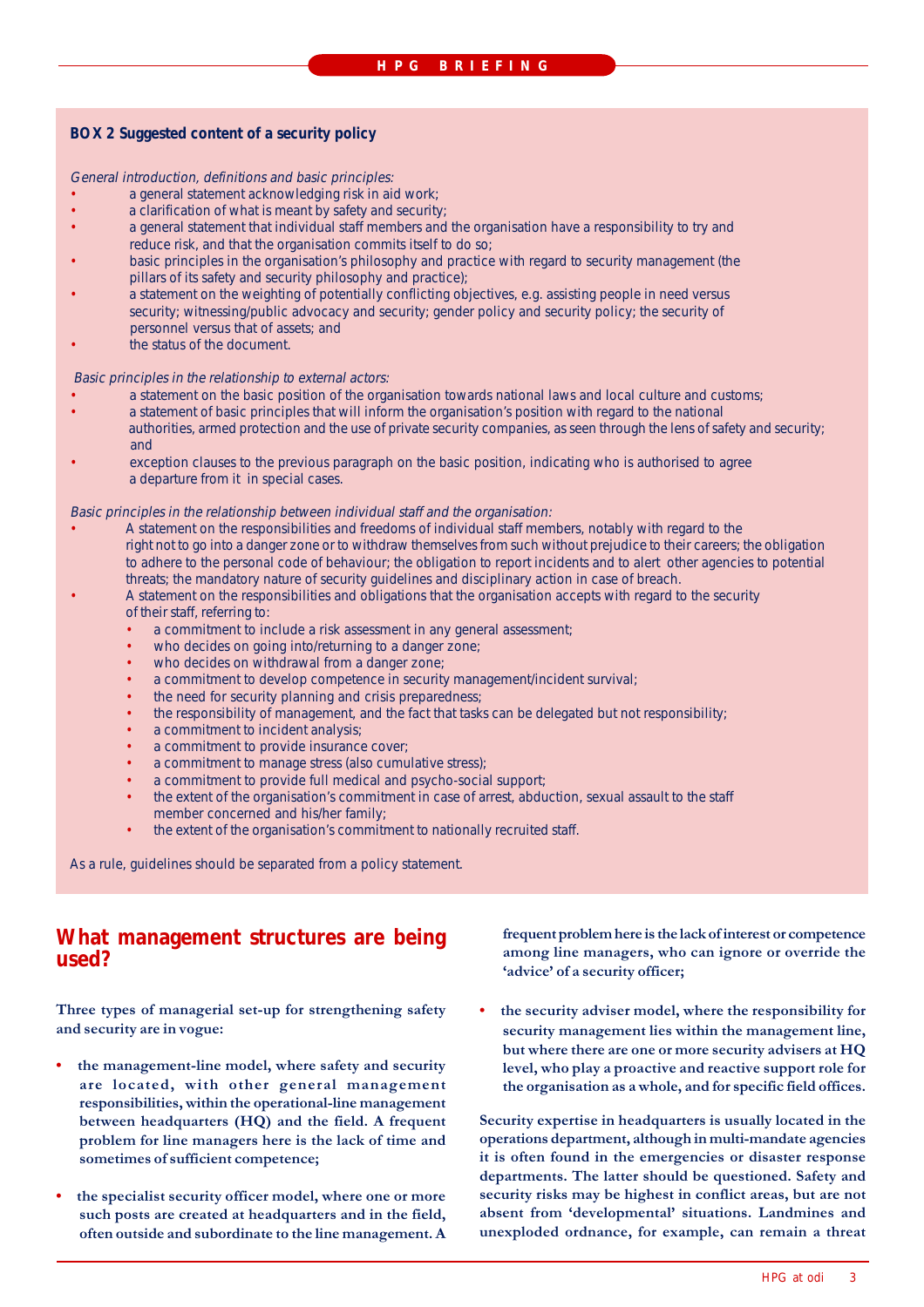**BOX 2 Suggested content of a security policy**

*General introduction, definitions and basic principles:*

- a general statement acknowledging risk in aid work;
- a clarification of what is meant by safety and security;
- a general statement that individual staff members and the organisation have a responsibility to try and reduce risk, and that the organisation commits itself to do so;
- basic principles in the organisation's philosophy and practice with regard to security management (the pillars of its safety and security philosophy and practice);
- a statement on the weighting of potentially conflicting objectives, e.g. assisting people in need versus security; witnessing/public advocacy and security; gender policy and security policy; the security of personnel versus that of assets; and
- the status of the document.

*Basic principles in the relationship to external actors:*

- a statement on the basic position of the organisation towards national laws and local culture and customs;
- a statement of basic principles that will inform the organisation's position with regard to the national authorities, armed protection and the use of private security companies, as seen through the lens of safety and security; and
- exception clauses to the previous paragraph on the basic position, indicating who is authorised to agree a departure from it in special cases.

*Basic principles in the relationship between individual staff and the organisation:*

- A statement on the responsibilities and freedoms of individual staff members, notably with regard to the right not to go into a danger zone or to withdraw themselves from such without prejudice to their careers; the obligation to adhere to the personal code of behaviour; the obligation to report incidents and to alert other agencies to potential threats; the mandatory nature of security guidelines and disciplinary action in case of breach.
- A statement on the responsibilities and obligations that the organisation accepts with regard to the security of their staff, referring to:
  - a commitment to include a risk assessment in any general assessment;
  - who decides on going into/returning to a danger zone;
  - who decides on withdrawal from a danger zone;
  - a commitment to develop competence in security management/incident survival;
  - the need for security planning and crisis preparedness;
  - the responsibility of management, and the fact that tasks can be delegated but not responsibility;
  - a commitment to incident analysis;
  - a commitment to provide insurance cover;
  - a commitment to manage stress (also cumulative stress);
  - a commitment to provide full medical and psycho-social support;
  - the extent of the organisation's commitment in case of arrest, abduction, sexual assault to the staff member concerned and his/her family;
  - the extent of the organisation's commitment to nationally recruited staff.

As a rule, guidelines should be separated from a policy statement.

## What management structures are being used?

**Three types of managerial set-up for strengthening safety and security are in vogue:**

- **the management-line model, where safety and security are located, with other general management responsibilities, within the operational-line management between headquarters (HQ) and the field. A frequent problem for line managers here is the lack of time and sometimes of sufficient competence;**
- **the specialist security officer model, where one or more such posts are created at headquarters and in the field, often outside and subordinate to the line management. A frequent problem here is the lack of interest or competence among line managers, who can ignore or override the 'advice' of a security officer;**
- **the security adviser model, where the responsibility for security management lies within the management line, but where there are one or more security advisers at HQ level, who play a proactive and reactive support role for the organisation as a whole, and for specific field offices.**

**Security expertise in headquarters is usually located in the operations department, although in multi-mandate agencies it is often found in the emergencies or disaster response departments. The latter should be questioned. Safety and security risks may be highest in conflict areas, but are not absent from 'developmental' situations. Landmines and unexploded ordnance, for example, can remain a threat**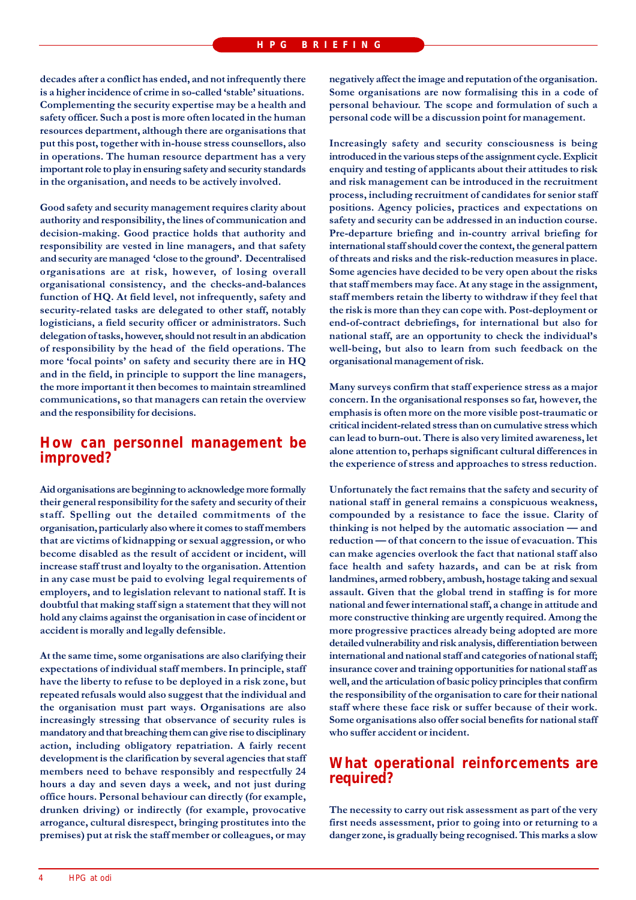decades after a conflict has ended, and not infrequently there is a higher incidence of crime in so-called 'stable' situations. Complementing the security expertise may be a health and safety officer. Such a post is more often located in the human resources department, although there are organisations that put this post, together with in-house stress counsellors, also in operations. The human resource department has a very important role to play in ensuring safety and security standards in the organisation, and needs to be actively involved.

Good safety and security management requires clarity about authority and responsibility, the lines of communication and decision-making. Good practice holds that authority and responsibility are vested in line managers, and that safety and security are managed 'close to the ground'. Decentralised organisations are at risk, however, of losing overall organisational consistency, and the checks-and-balances function of HQ. At field level, not infrequently, safety and security-related tasks are delegated to other staff, notably logisticians, a field security officer or administrators. Such delegation of tasks, however, should not result in an abdication of responsibility by the head of the field operations. The more 'focal points' on safety and security there are in HQ and in the field, in principle to support the line managers, the more important it then becomes to maintain streamlined communications, so that managers can retain the overview and the responsibility for decisions.

## How can personnel management be improved?

Aid organisations are beginning to acknowledge more formally their general responsibility for the safety and security of their staff. Spelling out the detailed commitments of the organisation, particularly also where it comes to staff members that are victims of kidnapping or sexual aggression, or who become disabled as the result of accident or incident, will increase staff trust and loyalty to the organisation. Attention in any case must be paid to evolving legal requirements of employers, and to legislation relevant to national staff. It is doubtful that making staff sign a statement that they will not hold any claims against the organisation in case of incident or accident is morally and legally defensible.

At the same time, some organisations are also clarifying their expectations of individual staff members. In principle, staff have the liberty to refuse to be deployed in a risk zone, but repeated refusals would also suggest that the individual and the organisation must part ways. Organisations are also increasingly stressing that observance of security rules is mandatory and that breaching them can give rise to disciplinary action, including obligatory repatriation. A fairly recent development is the clarification by several agencies that staff members need to behave responsibly and respectfully 24 hours a day and seven days a week, and not just during office hours. Personal behaviour can directly (for example, drunken driving) or indirectly (for example, provocative arrogance, cultural disrespect, bringing prostitutes into the premises) put at risk the staff member or colleagues, or may negatively affect the image and reputation of the organisation. Some organisations are now formalising this in a code of personal behaviour. The scope and formulation of such a personal code will be a discussion point for management.

Increasingly safety and security consciousness is being introduced in the various steps of the assignment cycle. Explicit enquiry and testing of applicants about their attitudes to risk and risk management can be introduced in the recruitment process, including recruitment of candidates for senior staff positions. Agency policies, practices and expectations on safety and security can be addressed in an induction course. Pre-departure briefing and in-country arrival briefing for international staff should cover the context, the general pattern of threats and risks and the risk-reduction measures in place. Some agencies have decided to be very open about the risks that staff members may face. At any stage in the assignment, staff members retain the liberty to withdraw if they feel that the risk is more than they can cope with. Post-deployment or end-of-contract debriefings, for international but also for national staff, are an opportunity to check the individual's well-being, but also to learn from such feedback on the organisational management of risk.

Many surveys confirm that staff experience stress as a major concern. In the organisational responses so far, however, the emphasis is often more on the more visible post-traumatic or critical incident-related stress than on cumulative stress which can lead to burn-out. There is also very limited awareness, let alone attention to, perhaps significant cultural differences in the experience of stress and approaches to stress reduction.

Unfortunately the fact remains that the safety and security of national staff in general remains a conspicuous weakness, compounded by a resistance to face the issue. Clarity of thinking is not helped by the automatic association — and reduction — of that concern to the issue of evacuation. This can make agencies overlook the fact that national staff also face health and safety hazards, and can be at risk from landmines, armed robbery, ambush, hostage taking and sexual assault. Given that the global trend in staffing is for more national and fewer international staff, a change in attitude and more constructive thinking are urgently required. Among the more progressive practices already being adopted are more detailed vulnerability and risk analysis, differentiation between international and national staff and categories of national staff; insurance cover and training opportunities for national staff as well, and the articulation of basic policy principles that confirm the responsibility of the organisation to care for their national staff where these face risk or suffer because of their work. Some organisations also offer social benefits for national staff who suffer accident or incident.

## What operational reinforcements are required?

The necessity to carry out risk assessment as part of the very first needs assessment, prior to going into or returning to a danger zone, is gradually being recognised. This marks a slow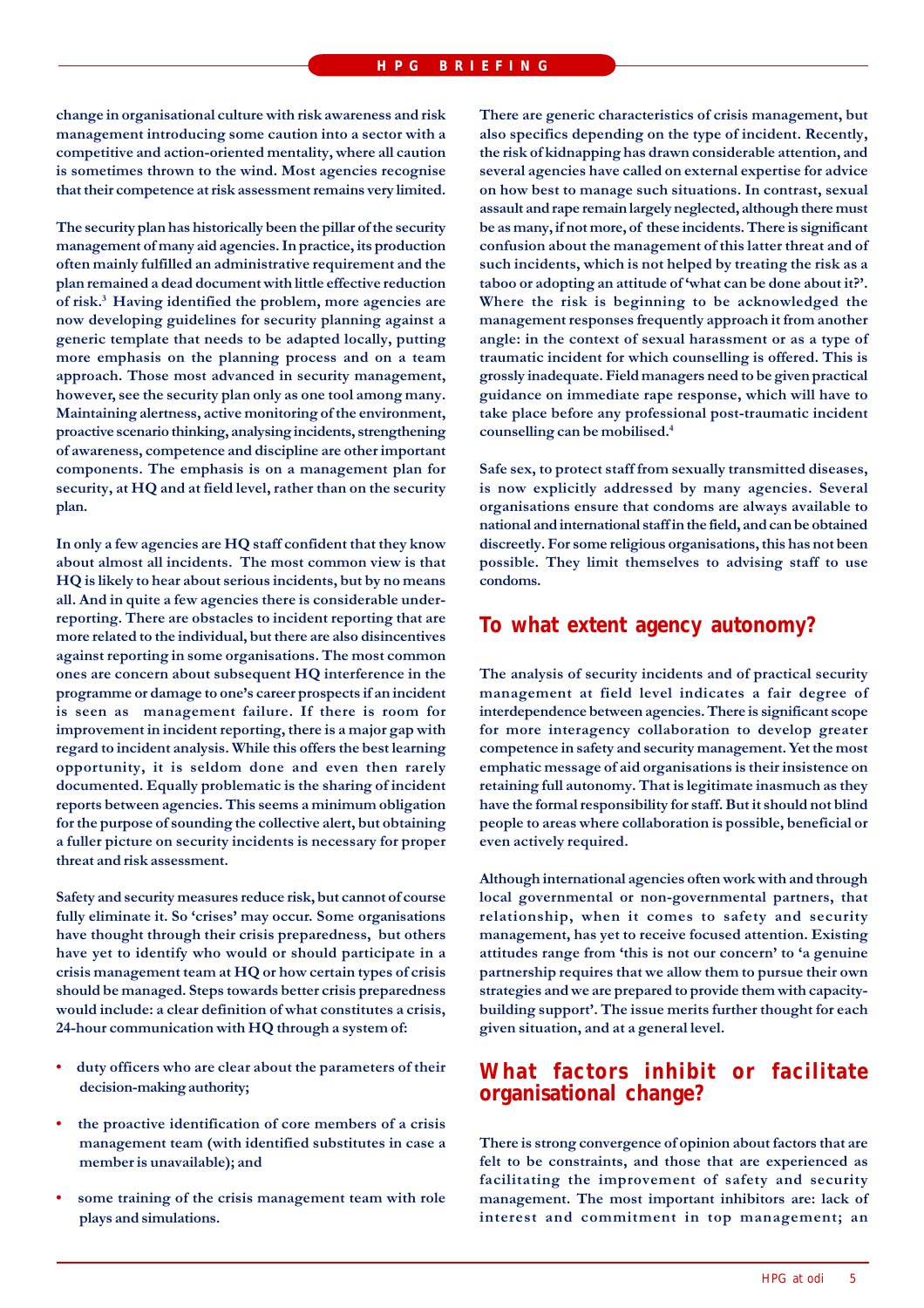change in organisational culture with risk awareness and risk management introducing some caution into a sector with a competitive and action-oriented mentality, where all caution is sometimes thrown to the wind. Most agencies recognise that their competence at risk assessment remains very limited.

The security plan has historically been the pillar of the security management of many aid agencies. In practice, its production often mainly fulfilled an administrative requirement and the plan remained a dead document with little effective reduction of risk.[3] Having identified the problem, more agencies are now developing guidelines for security planning against a generic template that needs to be adapted locally, putting more emphasis on the planning process and on a team approach. Those most advanced in security management, however, see the security plan only as one tool among many. Maintaining alertness, active monitoring of the environment, proactive scenario thinking, analysing incidents, strengthening of awareness, competence and discipline are other important components. The emphasis is on a management plan for security, at HQ and at field level, rather than on the security plan.

In only a few agencies are HQ staff confident that they know about almost all incidents. The most common view is that HQ is likely to hear about serious incidents, but by no means all. And in quite a few agencies there is considerable under-reporting. There are obstacles to incident reporting that are more related to the individual, but there are also disincentives against reporting in some organisations. The most common ones are concern about subsequent HQ interference in the programme or damage to one's career prospects if an incident is seen as management failure. If there is room for improvement in incident reporting, there is a major gap with regard to incident analysis. While this offers the best learning opportunity, it is seldom done and even then rarely documented. Equally problematic is the sharing of incident reports between agencies. This seems a minimum obligation for the purpose of sounding the collective alert, but obtaining a fuller picture on security incidents is necessary for proper threat and risk assessment.

Safety and security measures reduce risk, but cannot of course fully eliminate it. So 'crises' may occur. Some organisations have thought through their crisis preparedness, but others have yet to identify who would or should participate in a crisis management team at HQ or how certain types of crisis should be managed. Steps towards better crisis preparedness would include: a clear definition of what constitutes a crisis, 24-hour communication with HQ through a system of:

- duty officers who are clear about the parameters of their decision-making authority;
- the proactive identification of core members of a crisis management team (with identified substitutes in case a member is unavailable); and
- some training of the crisis management team with role plays and simulations.

There are generic characteristics of crisis management, but also specifics depending on the type of incident. Recently, the risk of kidnapping has drawn considerable attention, and several agencies have called on external expertise for advice on how best to manage such situations. In contrast, sexual assault and rape remain largely neglected, although there must be as many, if not more, of these incidents. There is significant confusion about the management of this latter threat and of such incidents, which is not helped by treating the risk as a taboo or adopting an attitude of 'what can be done about it?'. Where the risk is beginning to be acknowledged the management responses frequently approach it from another angle: in the context of sexual harassment or as a type of traumatic incident for which counselling is offered. This is grossly inadequate. Field managers need to be given practical guidance on immediate rape response, which will have to take place before any professional post-traumatic incident counselling can be mobilised.[4]

Safe sex, to protect staff from sexually transmitted diseases, is now explicitly addressed by many agencies. Several organisations ensure that condoms are always available to national and international staff in the field, and can be obtained discreetly. For some religious organisations, this has not been possible. They limit themselves to advising staff to use condoms.

## To what extent agency autonomy?

The analysis of security incidents and of practical security management at field level indicates a fair degree of interdependence between agencies. There is significant scope for more interagency collaboration to develop greater competence in safety and security management. Yet the most emphatic message of aid organisations is their insistence on retaining full autonomy. That is legitimate inasmuch as they have the formal responsibility for staff. But it should not blind people to areas where collaboration is possible, beneficial or even actively required.

Although international agencies often work with and through local governmental or non-governmental partners, that relationship, when it comes to safety and security management, has yet to receive focused attention. Existing attitudes range from 'this is not our concern' to 'a genuine partnership requires that we allow them to pursue their own strategies and we are prepared to provide them with capacity-building support'. The issue merits further thought for each given situation, and at a general level.

## What factors inhibit or facilitate organisational change?

There is strong convergence of opinion about factors that are felt to be constraints, and those that are experienced as facilitating the improvement of safety and security management. The most important inhibitors are: lack of interest and commitment in top management; an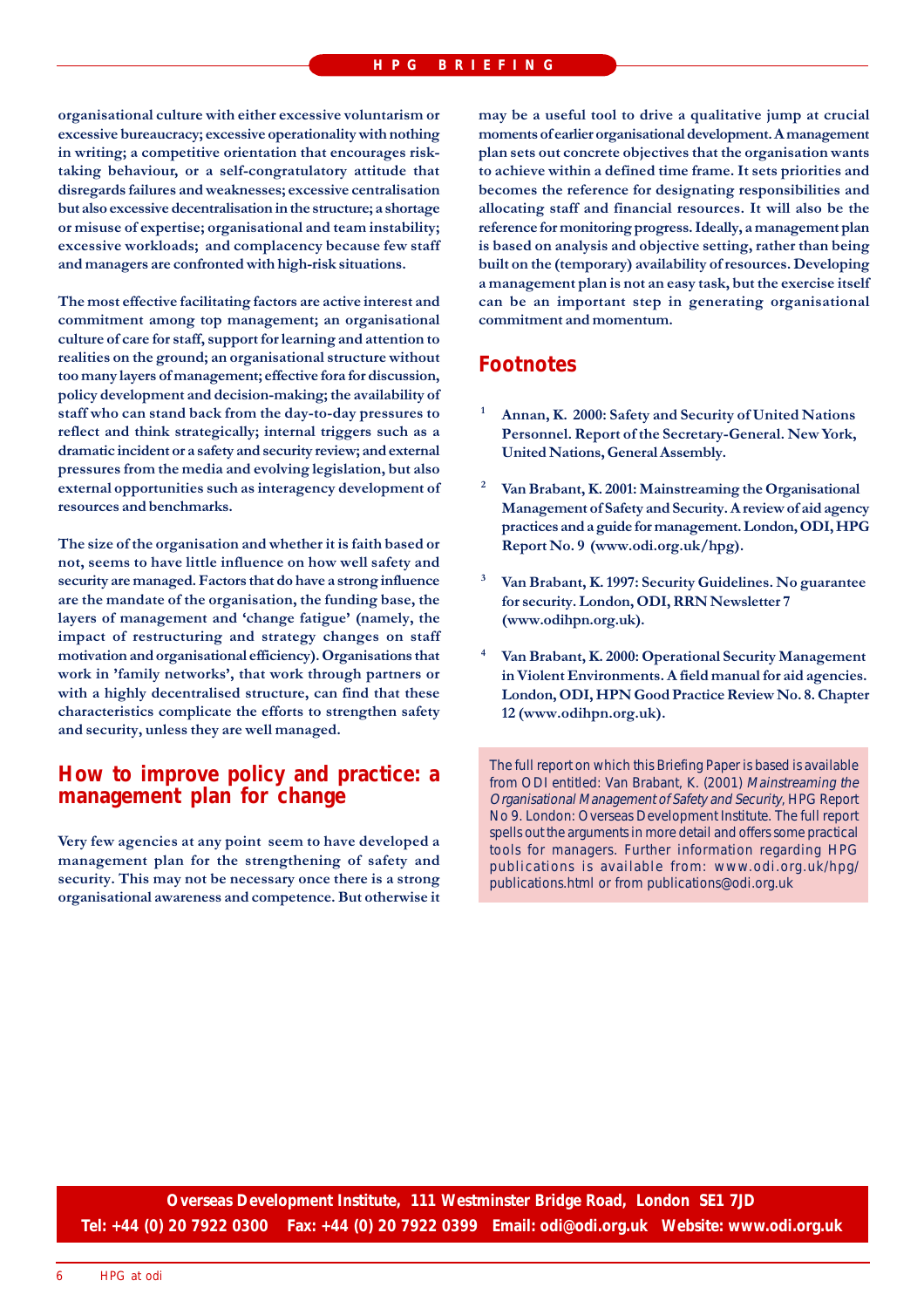organisational culture with either excessive voluntarism or excessive bureaucracy; excessive operationality with nothing in writing; a competitive orientation that encourages risk-taking behaviour, or a self-congratulatory attitude that disregards failures and weaknesses; excessive centralisation but also excessive decentralisation in the structure; a shortage or misuse of expertise; organisational and team instability; excessive workloads; and complacency because few staff and managers are confronted with high-risk situations.

The most effective facilitating factors are active interest and commitment among top management; an organisational culture of care for staff, support for learning and attention to realities on the ground; an organisational structure without too many layers of management; effective fora for discussion, policy development and decision-making; the availability of staff who can stand back from the day-to-day pressures to reflect and think strategically; internal triggers such as a dramatic incident or a safety and security review; and external pressures from the media and evolving legislation, but also external opportunities such as interagency development of resources and benchmarks.

The size of the organisation and whether it is faith based or not, seems to have little influence on how well safety and security are managed. Factors that do have a strong influence are the mandate of the organisation, the funding base, the layers of management and 'change fatigue' (namely, the impact of restructuring and strategy changes on staff motivation and organisational efficiency). Organisations that work in 'family networks', that work through partners or with a highly decentralised structure, can find that these characteristics complicate the efforts to strengthen safety and security, unless they are well managed.

## How to improve policy and practice: a management plan for change

Very few agencies at any point seem to have developed a management plan for the strengthening of safety and security. This may not be necessary once there is a strong organisational awareness and competence. But otherwise it may be a useful tool to drive a qualitative jump at crucial moments of earlier organisational development. A management plan sets out concrete objectives that the organisation wants to achieve within a defined time frame. It sets priorities and becomes the reference for designating responsibilities and allocating staff and financial resources. It will also be the reference for monitoring progress. Ideally, a management plan is based on analysis and objective setting, rather than being built on the (temporary) availability of resources. Developing a management plan is not an easy task, but the exercise itself can be an important step in generating organisational commitment and momentum.

## Footnotes

[1] Annan, K. 2000: Safety and Security of United Nations Personnel. Report of the Secretary-General. New York, United Nations, General Assembly.

[2] Van Brabant, K. 2001: Mainstreaming the Organisational Management of Safety and Security. A review of aid agency practices and a guide for management. London, ODI, HPG Report No. 9 (www.odi.org.uk/hpg).

[3] Van Brabant, K. 1997: Security Guidelines. No guarantee for security. London, ODI, RRN Newsletter 7 (www.odihpn.org.uk).

[4] Van Brabant, K. 2000: Operational Security Management in Violent Environments. A field manual for aid agencies. London, ODI, HPN Good Practice Review No. 8. Chapter 12 (www.odihpn.org.uk).

The full report on which this Briefing Paper is based is available from ODI entitled: Van Brabant, K. (2001) *Mainstreaming the Organisational Management of Safety and Security*, HPG Report No 9. London: Overseas Development Institute. The full report spells out the arguments in more detail and offers some practical tools for managers. Further information regarding HPG publications is available from: www.odi.org.uk/hpg/publications.html or from publications@odi.org.uk

**Overseas Development Institute, 111 Westminster Bridge Road, London SE1 7JD**
**Tel: +44 (0) 20 7922 0300 Fax: +44 (0) 20 7922 0399 Email: odi@odi.org.uk Website: www.odi.org.uk**